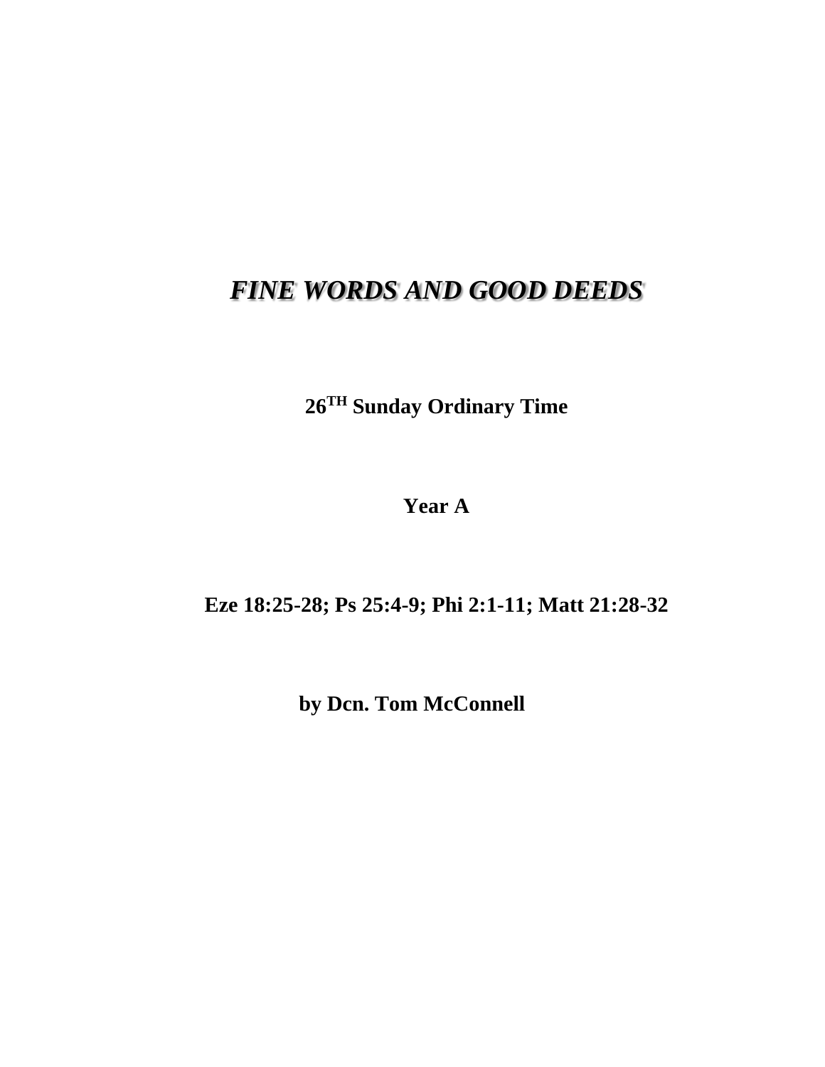# *FINE WORDS AND GOOD DEEDS*

**26TH Sunday Ordinary Time**

**Year A**

**Eze 18:25-28; Ps 25:4-9; Phi 2:1-11; Matt 21:28-32**

**by Dcn. Tom McConnell**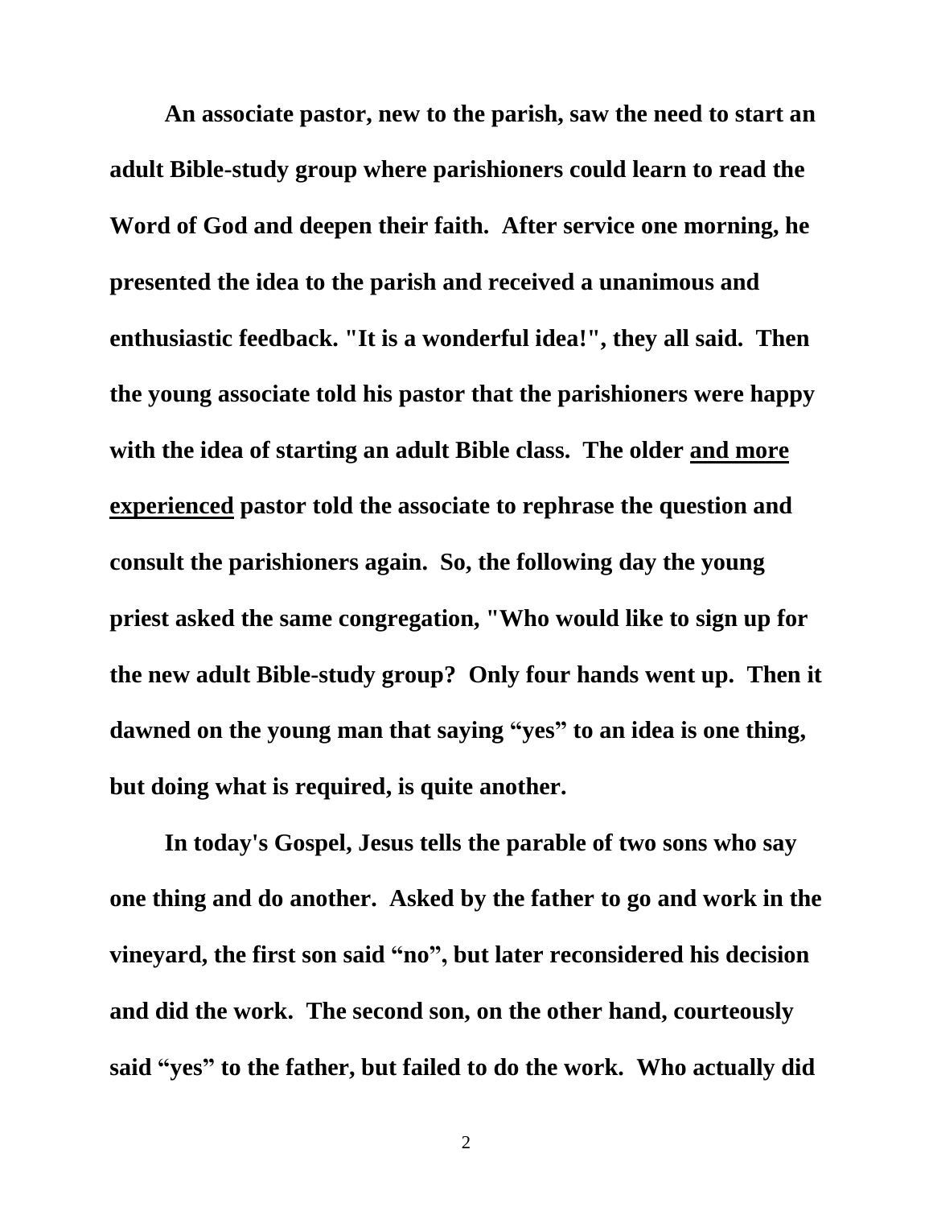**An associate pastor, new to the parish, saw the need to start an adult Bible-study group where parishioners could learn to read the Word of God and deepen their faith. After service one morning, he presented the idea to the parish and received a unanimous and enthusiastic feedback. "It is a wonderful idea!", they all said. Then the young associate told his pastor that the parishioners were happy with the idea of starting an adult Bible class. The older <u>and more experienced</u> pastor told the associate to rephrase the question and consult the parishioners again. So, the following day the young priest asked the same congregation, "Who would like to sign up for the new adult Bible-study group? Only four hands went up. Then it dawned on the young man that saying "yes" to an idea is one thing, but doing what is required, is quite another.**

**In today's Gospel, Jesus tells the parable of two sons who say one thing and do another. Asked by the father to go and work in the vineyard, the first son said "no", but later reconsidered his decision and did the work. The second son, on the other hand, courteously said "yes" to the father, but failed to do the work. Who actually did**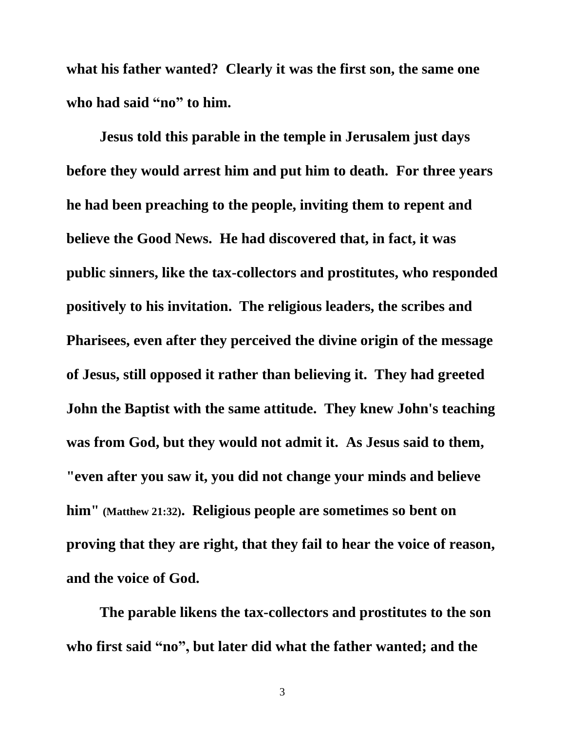**what his father wanted? Clearly it was the first son, the same one who had said "no" to him.**

**Jesus told this parable in the temple in Jerusalem just days before they would arrest him and put him to death. For three years he had been preaching to the people, inviting them to repent and believe the Good News. He had discovered that, in fact, it was public sinners, like the tax-collectors and prostitutes, who responded positively to his invitation. The religious leaders, the scribes and Pharisees, even after they perceived the divine origin of the message of Jesus, still opposed it rather than believing it. They had greeted John the Baptist with the same attitude. They knew John's teaching was from God, but they would not admit it. As Jesus said to them, "even after you saw it, you did not change your minds and believe him" (Matthew 21:32). Religious people are sometimes so bent on proving that they are right, that they fail to hear the voice of reason, and the voice of God.**

**The parable likens the tax-collectors and prostitutes to the son who first said "no", but later did what the father wanted; and the**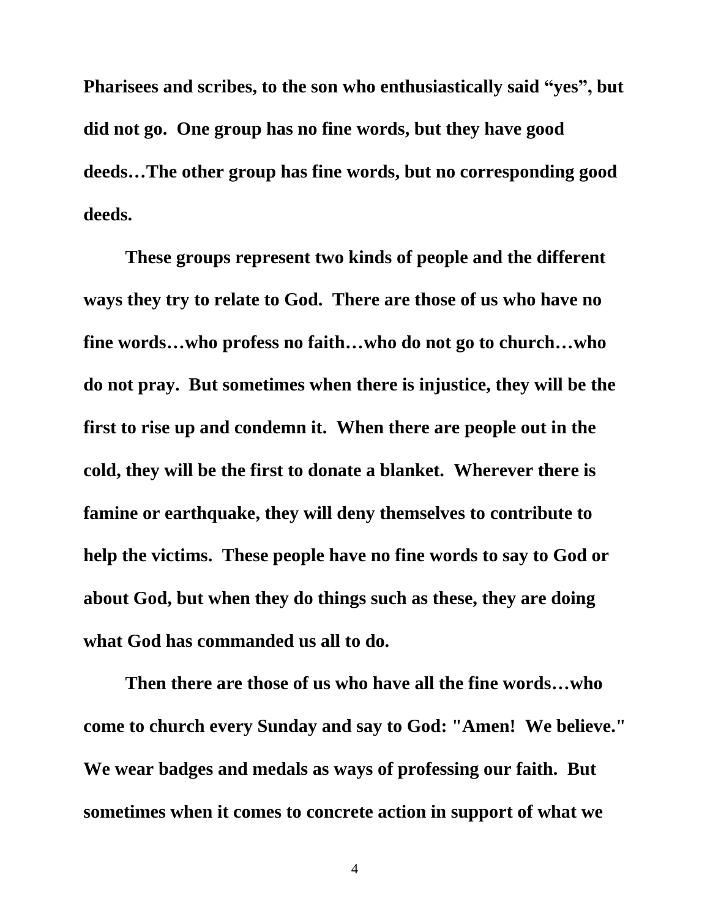**Pharisees and scribes, to the son who enthusiastically said "yes", but did not go. One group has no fine words, but they have good deeds…The other group has fine words, but no corresponding good deeds.**

**These groups represent two kinds of people and the different ways they try to relate to God. There are those of us who have no fine words…who profess no faith…who do not go to church…who do not pray. But sometimes when there is injustice, they will be the first to rise up and condemn it. When there are people out in the cold, they will be the first to donate a blanket. Wherever there is famine or earthquake, they will deny themselves to contribute to help the victims. These people have no fine words to say to God or about God, but when they do things such as these, they are doing what God has commanded us all to do.**

**Then there are those of us who have all the fine words…who come to church every Sunday and say to God: "Amen! We believe." We wear badges and medals as ways of professing our faith. But sometimes when it comes to concrete action in support of what we**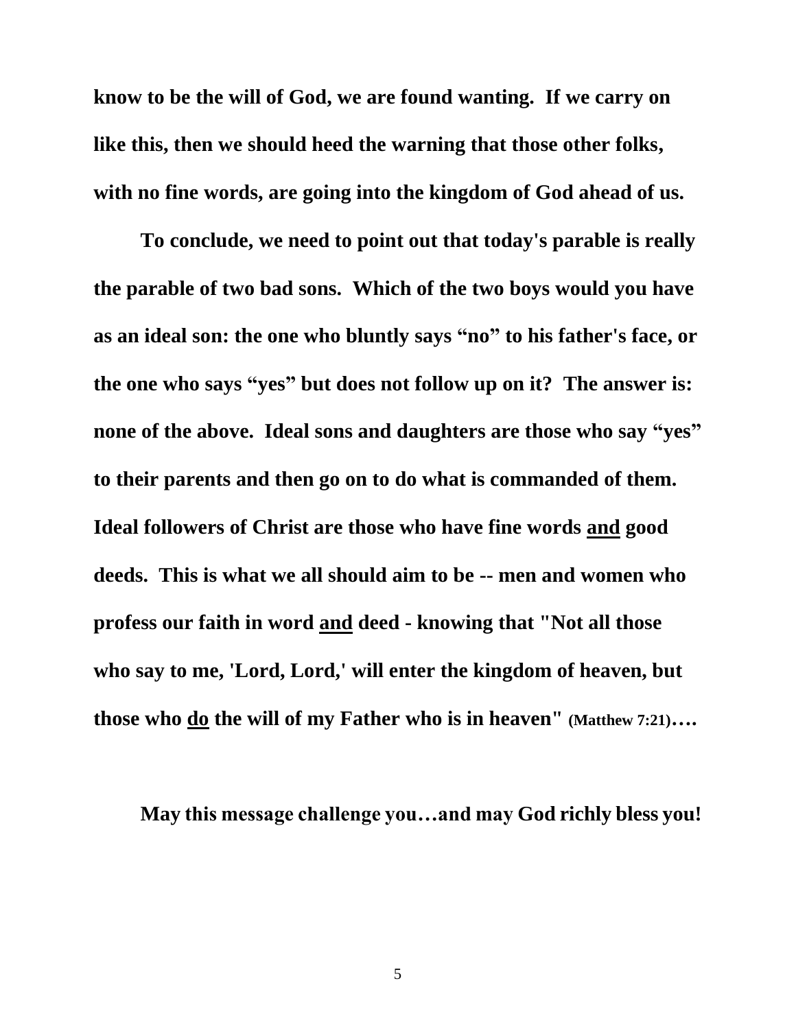**know to be the will of God, we are found wanting. If we carry on like this, then we should heed the warning that those other folks, with no fine words, are going into the kingdom of God ahead of us.**

**To conclude, we need to point out that today's parable is really the parable of two bad sons. Which of the two boys would you have as an ideal son: the one who bluntly says "no" to his father's face, or the one who says "yes" but does not follow up on it? The answer is: none of the above. Ideal sons and daughters are those who say "yes" to their parents and then go on to do what is commanded of them. Ideal followers of Christ are those who have fine words <u>and</u> good deeds. This is what we all should aim to be -- men and women who profess our faith in word <u>and</u> deed - knowing that "Not all those who say to me, 'Lord, Lord,' will enter the kingdom of heaven, but those who <u>do</u> the will of my Father who is in heaven" (Matthew 7:21)….**

**May this message challenge you…and may God richly bless you!**